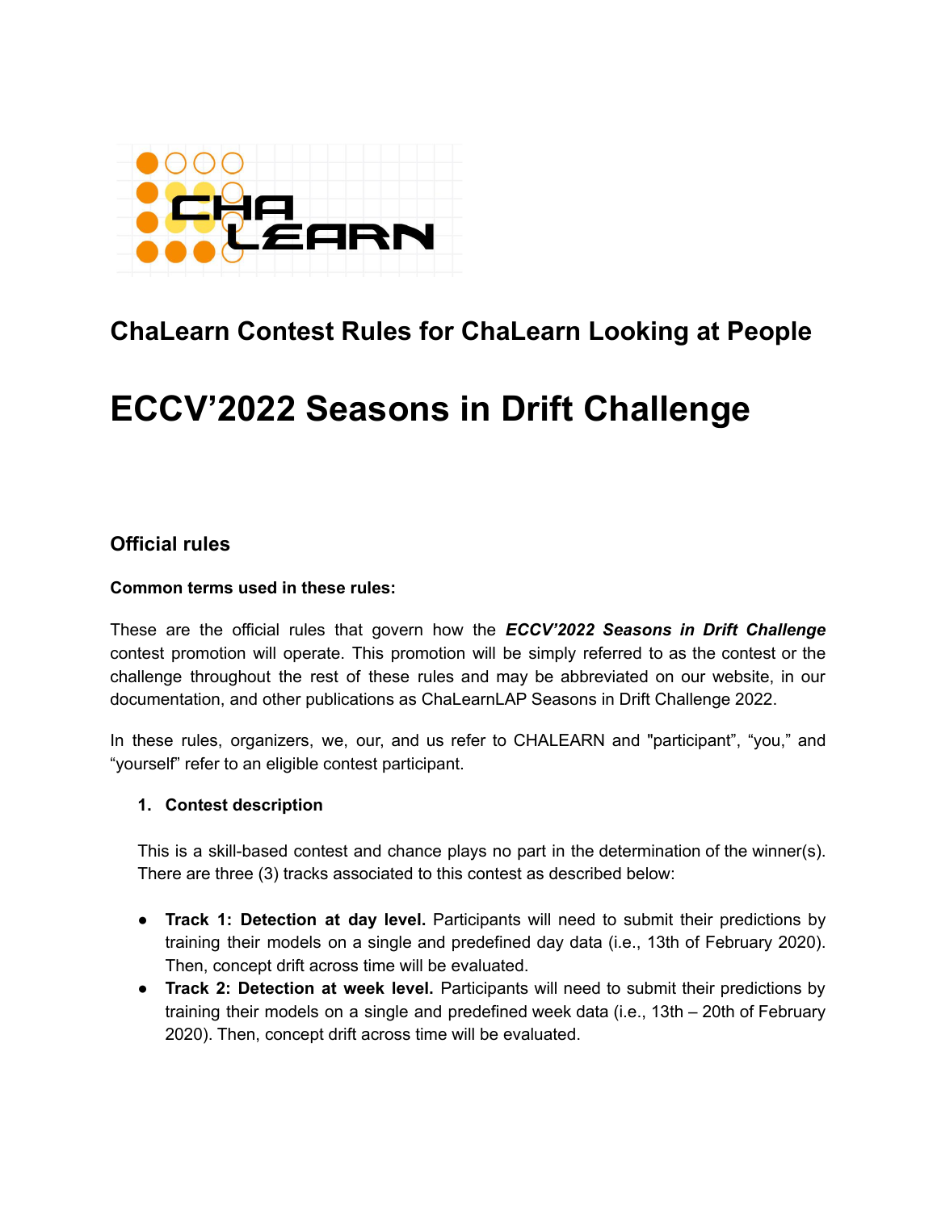## ChaLearn Contest Rules for ChaLearn Looking at People

# ECCV'2022 Seasons in Drift Challenge

### Official rules

**Common terms used in these rules:**

These are the official rules that govern how the ***ECCV'2022 Seasons in Drift Challenge*** contest promotion will operate. This promotion will be simply referred to as the contest or the challenge throughout the rest of these rules and may be abbreviated on our website, in our documentation, and other publications as ChaLearnLAP Seasons in Drift Challenge 2022.

In these rules, organizers, we, our, and us refer to CHALEARN and "participant", "you," and "yourself" refer to an eligible contest participant.

1. **Contest description**

   This is a skill-based contest and chance plays no part in the determination of the winner(s). There are three (3) tracks associated to this contest as described below:

   - **Track 1: Detection at day level.** Participants will need to submit their predictions by training their models on a single and predefined day data (i.e., 13th of February 2020). Then, concept drift across time will be evaluated.
   - **Track 2: Detection at week level.** Participants will need to submit their predictions by training their models on a single and predefined week data (i.e., 13th – 20th of February 2020). Then, concept drift across time will be evaluated.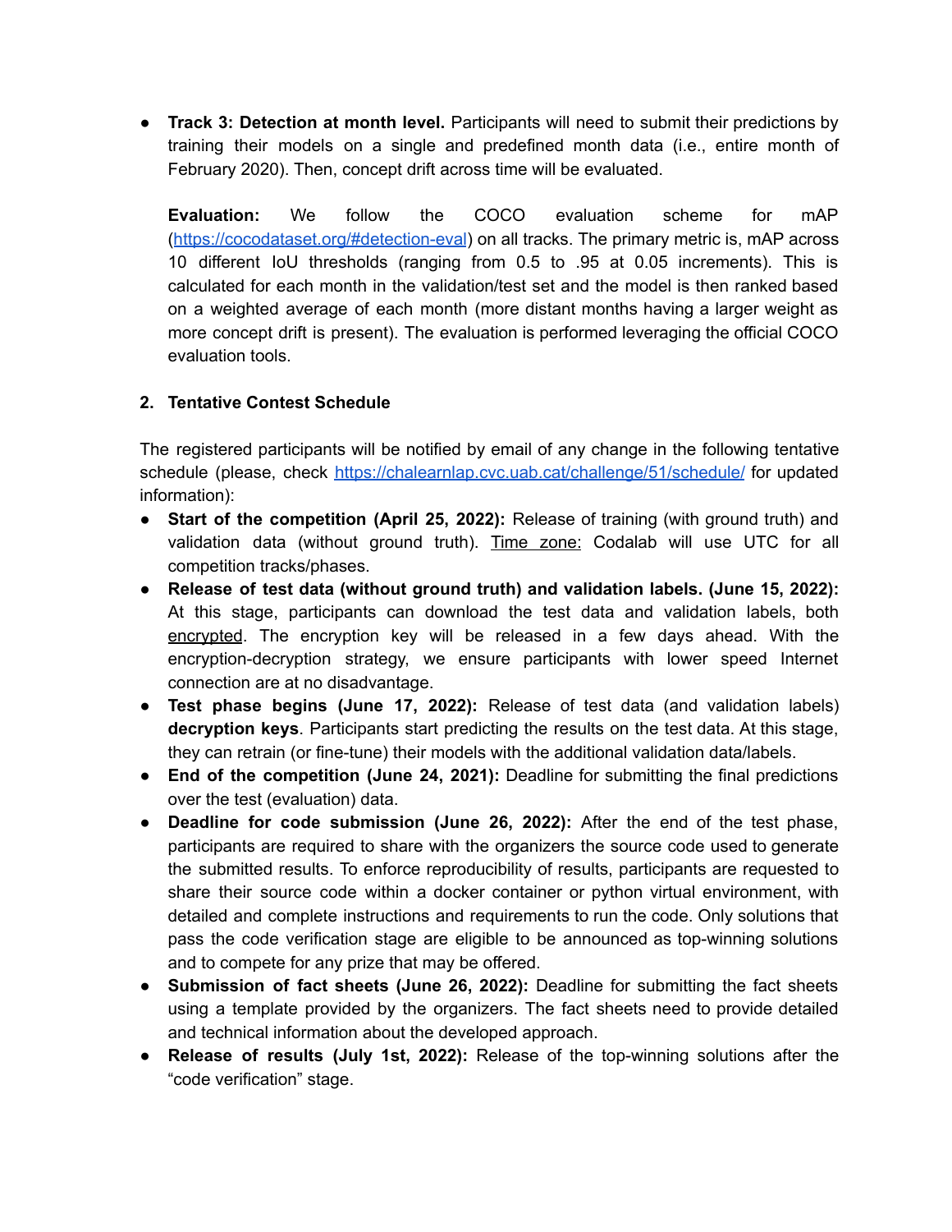- **Track 3: Detection at month level.** Participants will need to submit their predictions by training their models on a single and predefined month data (i.e., entire month of February 2020). Then, concept drift across time will be evaluated.

  **Evaluation:** We follow the COCO evaluation scheme for mAP ([https://cocodataset.org/#detection-eval](https://cocodataset.org/#detection-eval)) on all tracks. The primary metric is, mAP across 10 different IoU thresholds (ranging from 0.5 to .95 at 0.05 increments). This is calculated for each month in the validation/test set and the model is then ranked based on a weighted average of each month (more distant months having a larger weight as more concept drift is present). The evaluation is performed leveraging the official COCO evaluation tools.

## 2. Tentative Contest Schedule

The registered participants will be notified by email of any change in the following tentative schedule (please, check [https://chalearnlap.cvc.uab.cat/challenge/51/schedule/](https://chalearnlap.cvc.uab.cat/challenge/51/schedule/) for updated information):

- **Start of the competition (April 25, 2022):** Release of training (with ground truth) and validation data (without ground truth). Time zone: Codalab will use UTC for all competition tracks/phases.
- **Release of test data (without ground truth) and validation labels. (June 15, 2022):** At this stage, participants can download the test data and validation labels, both encrypted. The encryption key will be released in a few days ahead. With the encryption-decryption strategy, we ensure participants with lower speed Internet connection are at no disadvantage.
- **Test phase begins (June 17, 2022):** Release of test data (and validation labels) **decryption keys**. Participants start predicting the results on the test data. At this stage, they can retrain (or fine-tune) their models with the additional validation data/labels.
- **End of the competition (June 24, 2021):** Deadline for submitting the final predictions over the test (evaluation) data.
- **Deadline for code submission (June 26, 2022):** After the end of the test phase, participants are required to share with the organizers the source code used to generate the submitted results. To enforce reproducibility of results, participants are requested to share their source code within a docker container or python virtual environment, with detailed and complete instructions and requirements to run the code. Only solutions that pass the code verification stage are eligible to be announced as top-winning solutions and to compete for any prize that may be offered.
- **Submission of fact sheets (June 26, 2022):** Deadline for submitting the fact sheets using a template provided by the organizers. The fact sheets need to provide detailed and technical information about the developed approach.
- **Release of results (July 1st, 2022):** Release of the top-winning solutions after the "code verification" stage.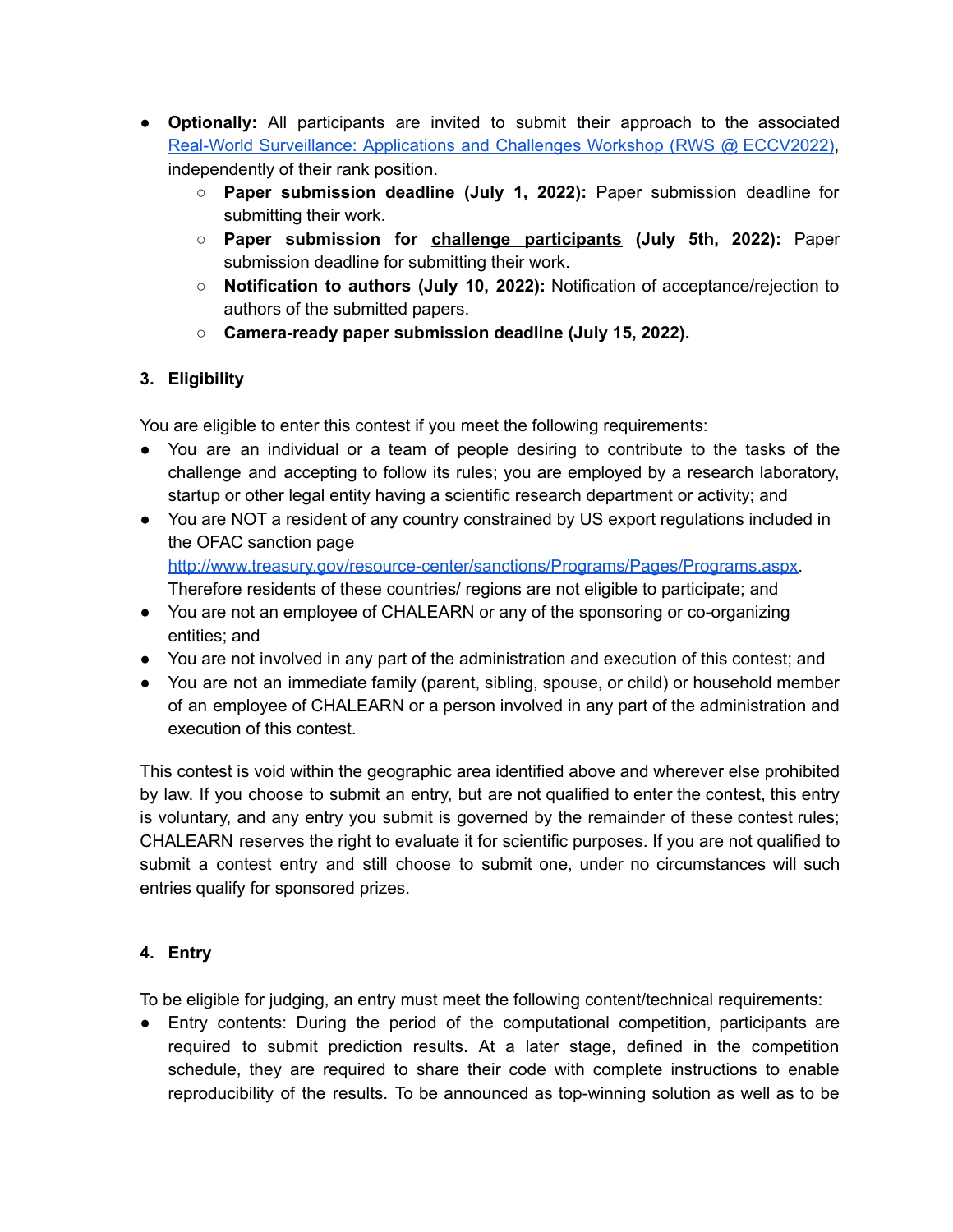- **Optionally:** All participants are invited to submit their approach to the associated [Real-World Surveillance: Applications and Challenges Workshop (RWS @ ECCV2022)](), independently of their rank position.
  - **Paper submission deadline (July 1, 2022):** Paper submission deadline for submitting their work.
  - **Paper submission for challenge participants (July 5th, 2022):** Paper submission deadline for submitting their work.
  - **Notification to authors (July 10, 2022):** Notification of acceptance/rejection to authors of the submitted papers.
  - **Camera-ready paper submission deadline (July 15, 2022).**

### 3. Eligibility

You are eligible to enter this contest if you meet the following requirements:

- You are an individual or a team of people desiring to contribute to the tasks of the challenge and accepting to follow its rules; you are employed by a research laboratory, startup or other legal entity having a scientific research department or activity; and
- You are NOT a resident of any country constrained by US export regulations included in the OFAC sanction page http://www.treasury.gov/resource-center/sanctions/Programs/Pages/Programs.aspx. Therefore residents of these countries/ regions are not eligible to participate; and
- You are not an employee of CHALEARN or any of the sponsoring or co-organizing entities; and
- You are not involved in any part of the administration and execution of this contest; and
- You are not an immediate family (parent, sibling, spouse, or child) or household member of an employee of CHALEARN or a person involved in any part of the administration and execution of this contest.

This contest is void within the geographic area identified above and wherever else prohibited by law. If you choose to submit an entry, but are not qualified to enter the contest, this entry is voluntary, and any entry you submit is governed by the remainder of these contest rules; CHALEARN reserves the right to evaluate it for scientific purposes. If you are not qualified to submit a contest entry and still choose to submit one, under no circumstances will such entries qualify for sponsored prizes.

### 4. Entry

To be eligible for judging, an entry must meet the following content/technical requirements:

- Entry contents: During the period of the computational competition, participants are required to submit prediction results. At a later stage, defined in the competition schedule, they are required to share their code with complete instructions to enable reproducibility of the results. To be announced as top-winning solution as well as to be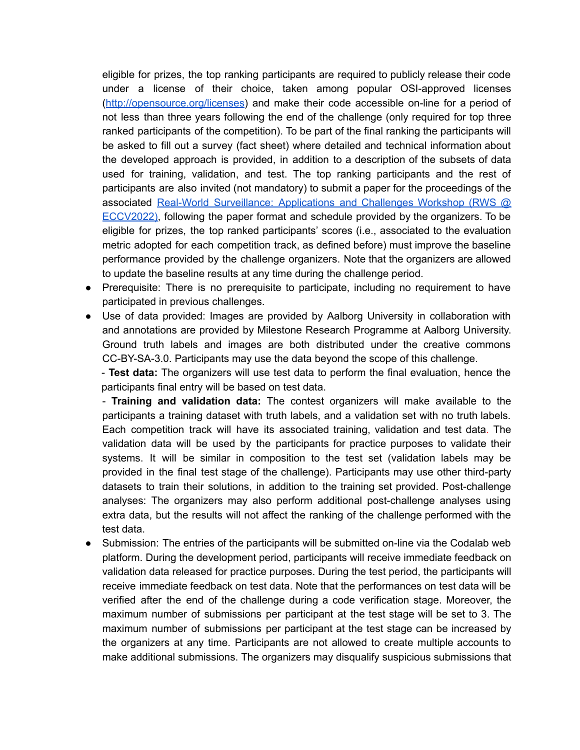eligible for prizes, the top ranking participants are required to publicly release their code under a license of their choice, taken among popular OSI-approved licenses ([http://opensource.org/licenses](http://opensource.org/licenses)) and make their code accessible on-line for a period of not less than three years following the end of the challenge (only required for top three ranked participants of the competition). To be part of the final ranking the participants will be asked to fill out a survey (fact sheet) where detailed and technical information about the developed approach is provided, in addition to a description of the subsets of data used for training, validation, and test. The top ranking participants and the rest of participants are also invited (not mandatory) to submit a paper for the proceedings of the associated Real-World Surveillance: Applications and Challenges Workshop (RWS @ ECCV2022), following the paper format and schedule provided by the organizers. To be eligible for prizes, the top ranked participants' scores (i.e., associated to the evaluation metric adopted for each competition track, as defined before) must improve the baseline performance provided by the challenge organizers. Note that the organizers are allowed to update the baseline results at any time during the challenge period.

- Prerequisite: There is no prerequisite to participate, including no requirement to have participated in previous challenges.
- Use of data provided: Images are provided by Aalborg University in collaboration with and annotations are provided by Milestone Research Programme at Aalborg University. Ground truth labels and images are both distributed under the creative commons CC-BY-SA-3.0. Participants may use the data beyond the scope of this challenge.
  - **Test data:** The organizers will use test data to perform the final evaluation, hence the participants final entry will be based on test data.
  - **Training and validation data:** The contest organizers will make available to the participants a training dataset with truth labels, and a validation set with no truth labels. Each competition track will have its associated training, validation and test data. The validation data will be used by the participants for practice purposes to validate their systems. It will be similar in composition to the test set (validation labels may be provided in the final test stage of the challenge). Participants may use other third-party datasets to train their solutions, in addition to the training set provided. Post-challenge analyses: The organizers may also perform additional post-challenge analyses using extra data, but the results will not affect the ranking of the challenge performed with the test data.
- Submission: The entries of the participants will be submitted on-line via the Codalab web platform. During the development period, participants will receive immediate feedback on validation data released for practice purposes. During the test period, the participants will receive immediate feedback on test data. Note that the performances on test data will be verified after the end of the challenge during a code verification stage. Moreover, the maximum number of submissions per participant at the test stage will be set to 3. The maximum number of submissions per participant at the test stage can be increased by the organizers at any time. Participants are not allowed to create multiple accounts to make additional submissions. The organizers may disqualify suspicious submissions that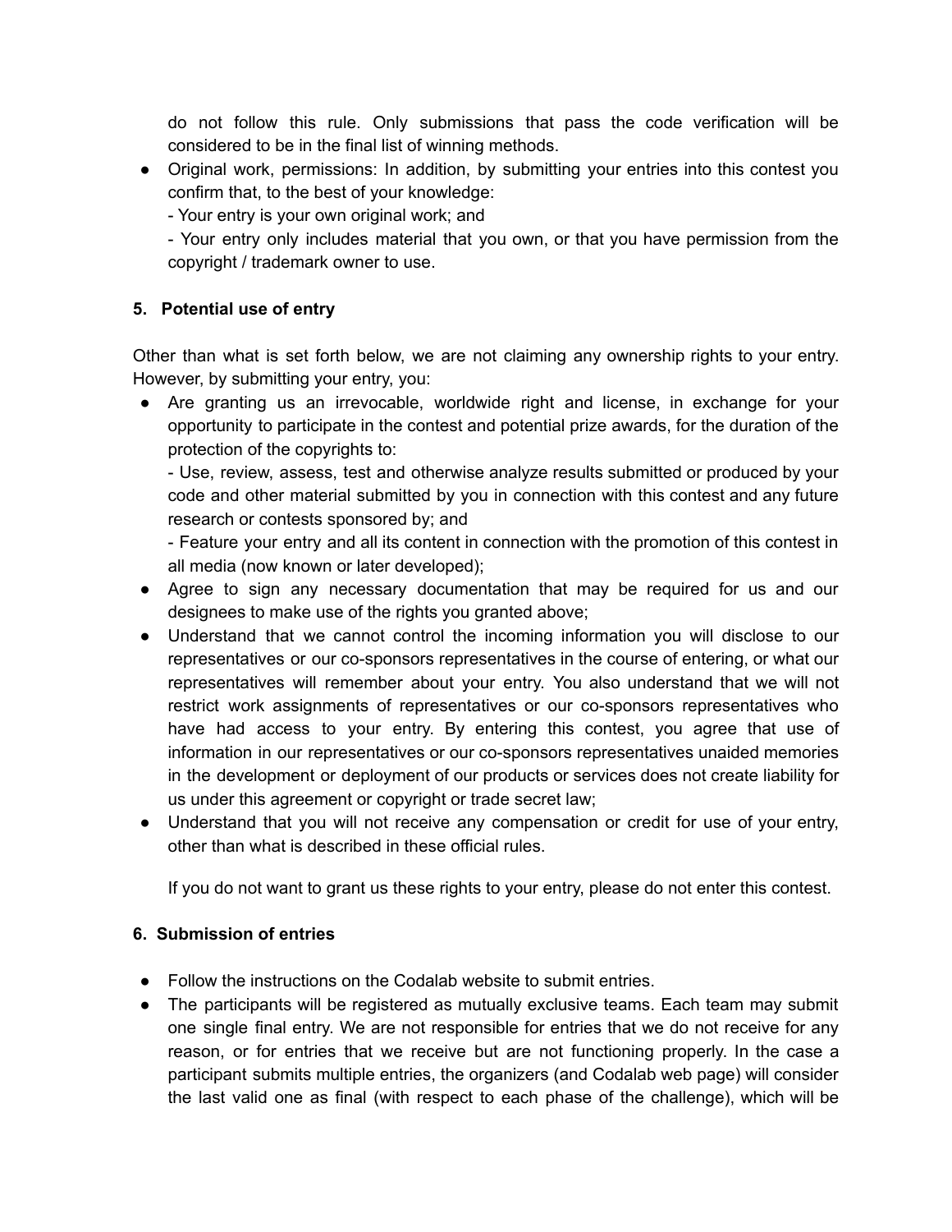do not follow this rule. Only submissions that pass the code verification will be considered to be in the final list of winning methods.

- Original work, permissions: In addition, by submitting your entries into this contest you confirm that, to the best of your knowledge:
  - Your entry is your own original work; and
  - Your entry only includes material that you own, or that you have permission from the copyright / trademark owner to use.

### 5. Potential use of entry

Other than what is set forth below, we are not claiming any ownership rights to your entry. However, by submitting your entry, you:

- Are granting us an irrevocable, worldwide right and license, in exchange for your opportunity to participate in the contest and potential prize awards, for the duration of the protection of the copyrights to:
  - Use, review, assess, test and otherwise analyze results submitted or produced by your code and other material submitted by you in connection with this contest and any future research or contests sponsored by; and
  - Feature your entry and all its content in connection with the promotion of this contest in all media (now known or later developed);
- Agree to sign any necessary documentation that may be required for us and our designees to make use of the rights you granted above;
- Understand that we cannot control the incoming information you will disclose to our representatives or our co-sponsors representatives in the course of entering, or what our representatives will remember about your entry. You also understand that we will not restrict work assignments of representatives or our co-sponsors representatives who have had access to your entry. By entering this contest, you agree that use of information in our representatives or our co-sponsors representatives unaided memories in the development or deployment of our products or services does not create liability for us under this agreement or copyright or trade secret law;
- Understand that you will not receive any compensation or credit for use of your entry, other than what is described in these official rules.

If you do not want to grant us these rights to your entry, please do not enter this contest.

### 6. Submission of entries

- Follow the instructions on the Codalab website to submit entries.
- The participants will be registered as mutually exclusive teams. Each team may submit one single final entry. We are not responsible for entries that we do not receive for any reason, or for entries that we receive but are not functioning properly. In the case a participant submits multiple entries, the organizers (and Codalab web page) will consider the last valid one as final (with respect to each phase of the challenge), which will be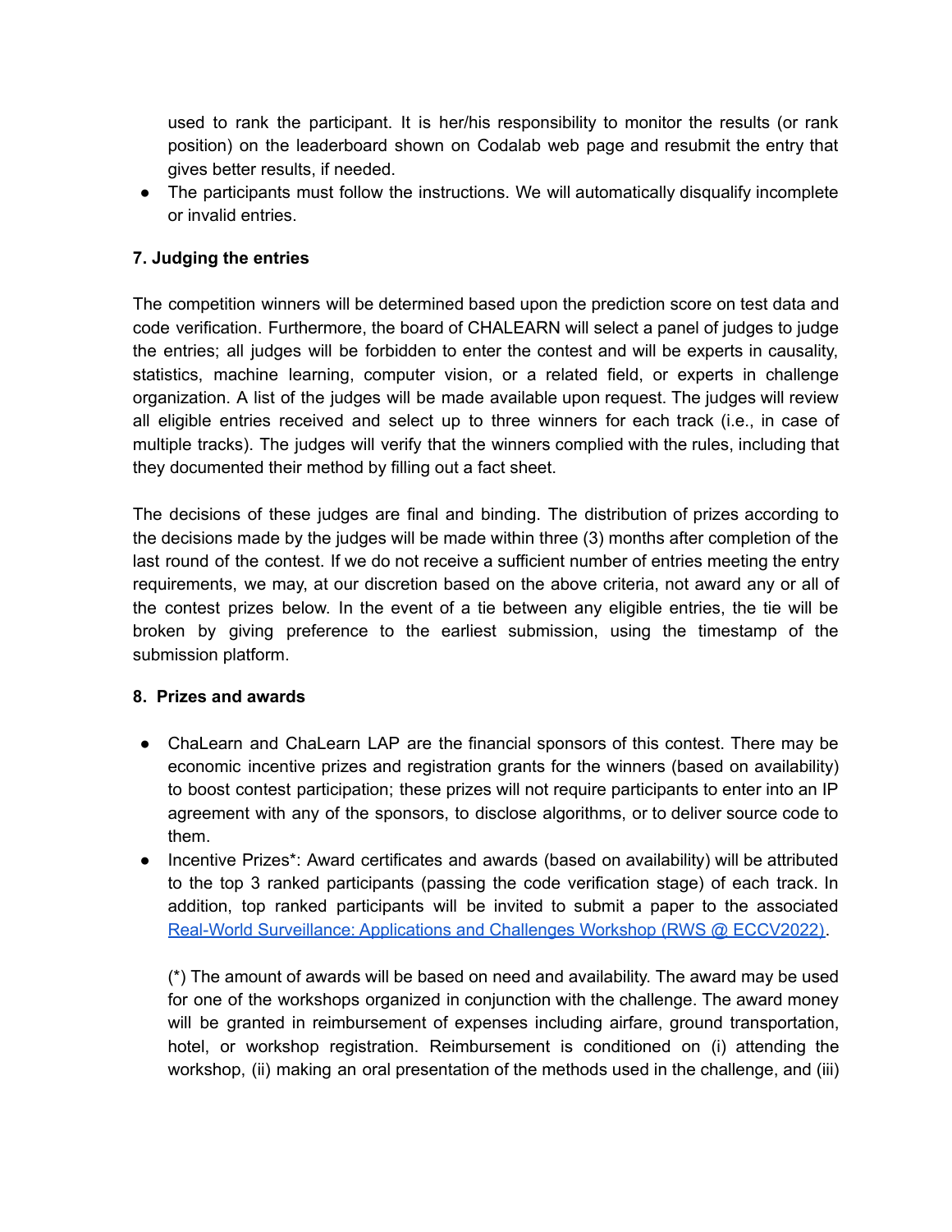used to rank the participant. It is her/his responsibility to monitor the results (or rank position) on the leaderboard shown on Codalab web page and resubmit the entry that gives better results, if needed.

- The participants must follow the instructions. We will automatically disqualify incomplete or invalid entries.

### 7. Judging the entries

The competition winners will be determined based upon the prediction score on test data and code verification. Furthermore, the board of CHALEARN will select a panel of judges to judge the entries; all judges will be forbidden to enter the contest and will be experts in causality, statistics, machine learning, computer vision, or a related field, or experts in challenge organization. A list of the judges will be made available upon request. The judges will review all eligible entries received and select up to three winners for each track (i.e., in case of multiple tracks). The judges will verify that the winners complied with the rules, including that they documented their method by filling out a fact sheet.

The decisions of these judges are final and binding. The distribution of prizes according to the decisions made by the judges will be made within three (3) months after completion of the last round of the contest. If we do not receive a sufficient number of entries meeting the entry requirements, we may, at our discretion based on the above criteria, not award any or all of the contest prizes below. In the event of a tie between any eligible entries, the tie will be broken by giving preference to the earliest submission, using the timestamp of the submission platform.

### 8. Prizes and awards

- ChaLearn and ChaLearn LAP are the financial sponsors of this contest. There may be economic incentive prizes and registration grants for the winners (based on availability) to boost contest participation; these prizes will not require participants to enter into an IP agreement with any of the sponsors, to disclose algorithms, or to deliver source code to them.
- Incentive Prizes*: Award certificates and awards (based on availability) will be attributed to the top 3 ranked participants (passing the code verification stage) of each track. In addition, top ranked participants will be invited to submit a paper to the associated Real-World Surveillance: Applications and Challenges Workshop (RWS @ ECCV2022).

  (*) The amount of awards will be based on need and availability. The award may be used for one of the workshops organized in conjunction with the challenge. The award money will be granted in reimbursement of expenses including airfare, ground transportation, hotel, or workshop registration. Reimbursement is conditioned on (i) attending the workshop, (ii) making an oral presentation of the methods used in the challenge, and (iii)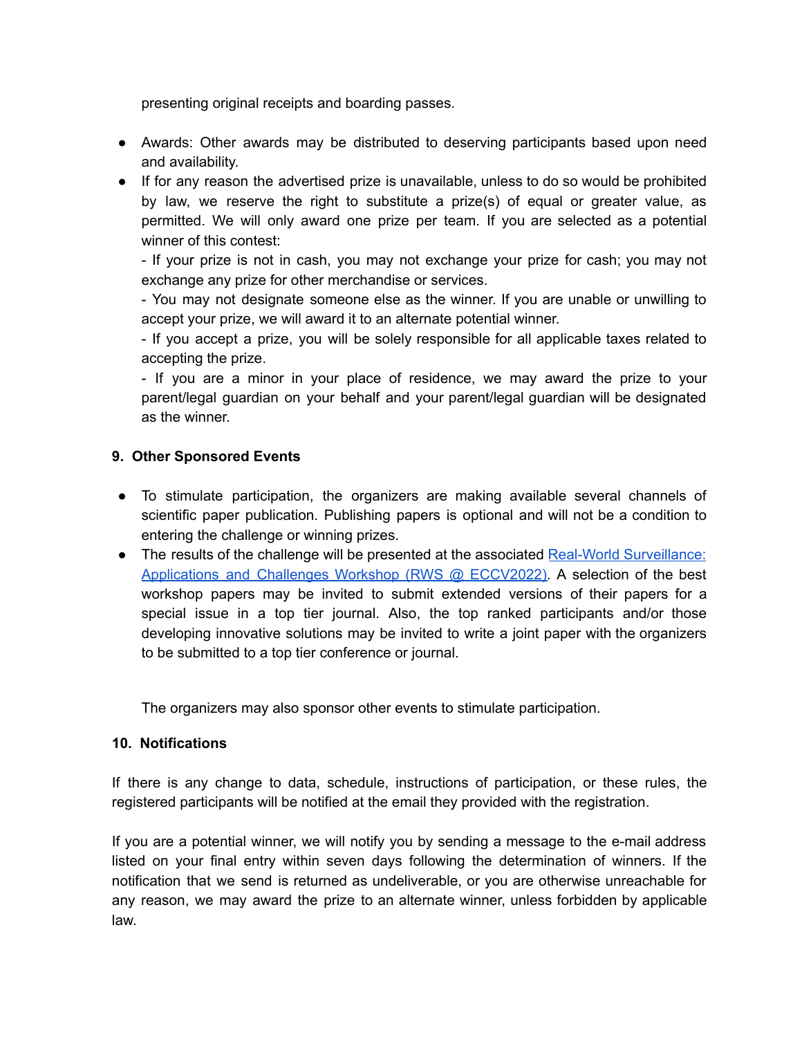presenting original receipts and boarding passes.

- Awards: Other awards may be distributed to deserving participants based upon need and availability.
- If for any reason the advertised prize is unavailable, unless to do so would be prohibited by law, we reserve the right to substitute a prize(s) of equal or greater value, as permitted. We will only award one prize per team. If you are selected as a potential winner of this contest:
  - If your prize is not in cash, you may not exchange your prize for cash; you may not exchange any prize for other merchandise or services.
  - You may not designate someone else as the winner. If you are unable or unwilling to accept your prize, we will award it to an alternate potential winner.
  - If you accept a prize, you will be solely responsible for all applicable taxes related to accepting the prize.
  - If you are a minor in your place of residence, we may award the prize to your parent/legal guardian on your behalf and your parent/legal guardian will be designated as the winner.

### 9. Other Sponsored Events

- To stimulate participation, the organizers are making available several channels of scientific paper publication. Publishing papers is optional and will not be a condition to entering the challenge or winning prizes.
- The results of the challenge will be presented at the associated Real-World Surveillance: Applications and Challenges Workshop (RWS @ ECCV2022). A selection of the best workshop papers may be invited to submit extended versions of their papers for a special issue in a top tier journal. Also, the top ranked participants and/or those developing innovative solutions may be invited to write a joint paper with the organizers to be submitted to a top tier conference or journal.

The organizers may also sponsor other events to stimulate participation.

### 10. Notifications

If there is any change to data, schedule, instructions of participation, or these rules, the registered participants will be notified at the email they provided with the registration.

If you are a potential winner, we will notify you by sending a message to the e-mail address listed on your final entry within seven days following the determination of winners. If the notification that we send is returned as undeliverable, or you are otherwise unreachable for any reason, we may award the prize to an alternate winner, unless forbidden by applicable law.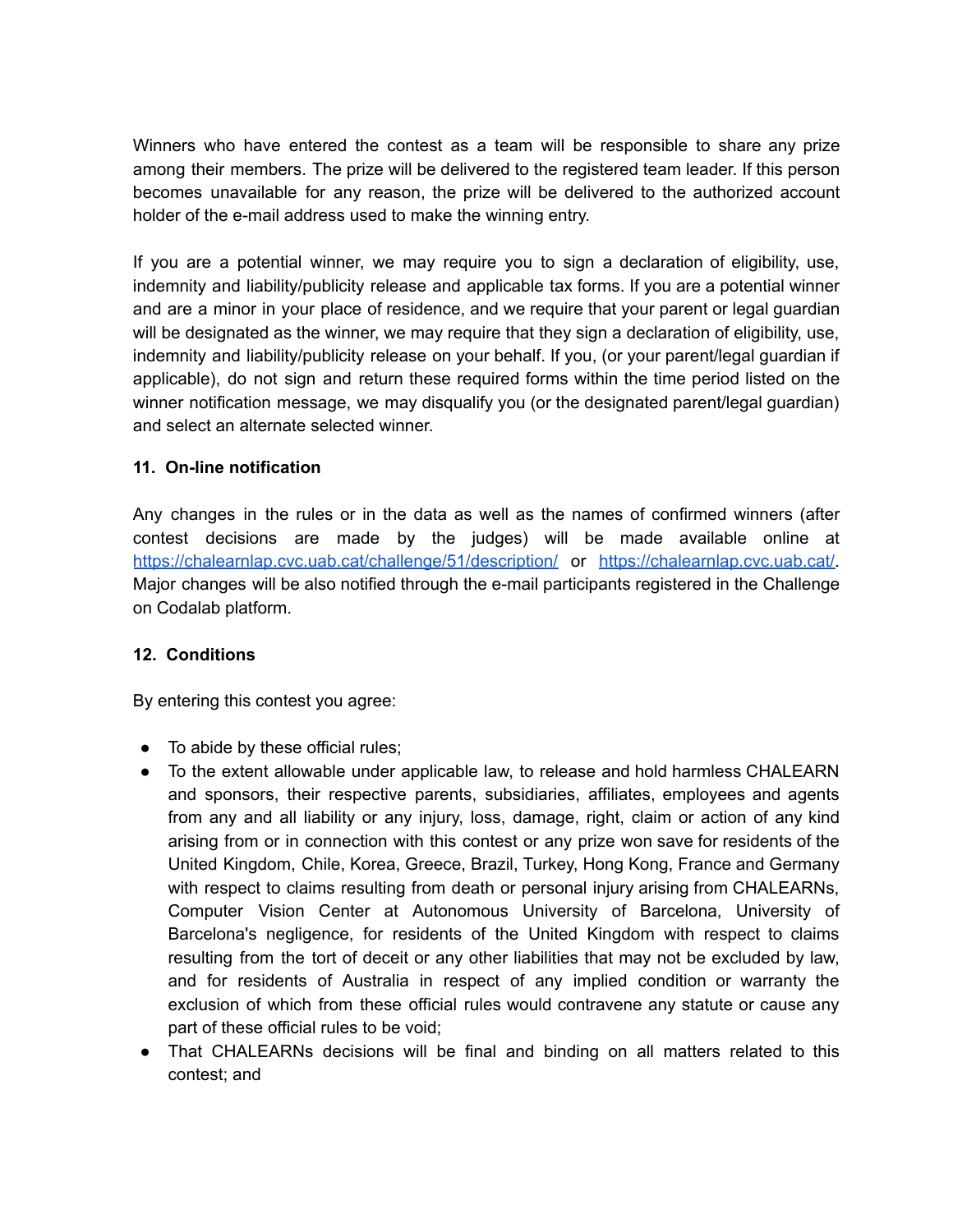Winners who have entered the contest as a team will be responsible to share any prize among their members. The prize will be delivered to the registered team leader. If this person becomes unavailable for any reason, the prize will be delivered to the authorized account holder of the e-mail address used to make the winning entry.

If you are a potential winner, we may require you to sign a declaration of eligibility, use, indemnity and liability/publicity release and applicable tax forms. If you are a potential winner and are a minor in your place of residence, and we require that your parent or legal guardian will be designated as the winner, we may require that they sign a declaration of eligibility, use, indemnity and liability/publicity release on your behalf. If you, (or your parent/legal guardian if applicable), do not sign and return these required forms within the time period listed on the winner notification message, we may disqualify you (or the designated parent/legal guardian) and select an alternate selected winner.

### 11. On-line notification

Any changes in the rules or in the data as well as the names of confirmed winners (after contest decisions are made by the judges) will be made available online at [https://chalearnlap.cvc.uab.cat/challenge/51/description/](https://chalearnlap.cvc.uab.cat/challenge/51/description/) or [https://chalearnlap.cvc.uab.cat/](https://chalearnlap.cvc.uab.cat/). Major changes will be also notified through the e-mail participants registered in the Challenge on Codalab platform.

### 12. Conditions

By entering this contest you agree:

- To abide by these official rules;
- To the extent allowable under applicable law, to release and hold harmless CHALEARN and sponsors, their respective parents, subsidiaries, affiliates, employees and agents from any and all liability or any injury, loss, damage, right, claim or action of any kind arising from or in connection with this contest or any prize won save for residents of the United Kingdom, Chile, Korea, Greece, Brazil, Turkey, Hong Kong, France and Germany with respect to claims resulting from death or personal injury arising from CHALEARNs, Computer Vision Center at Autonomous University of Barcelona, University of Barcelona's negligence, for residents of the United Kingdom with respect to claims resulting from the tort of deceit or any other liabilities that may not be excluded by law, and for residents of Australia in respect of any implied condition or warranty the exclusion of which from these official rules would contravene any statute or cause any part of these official rules to be void;
- That CHALEARNs decisions will be final and binding on all matters related to this contest; and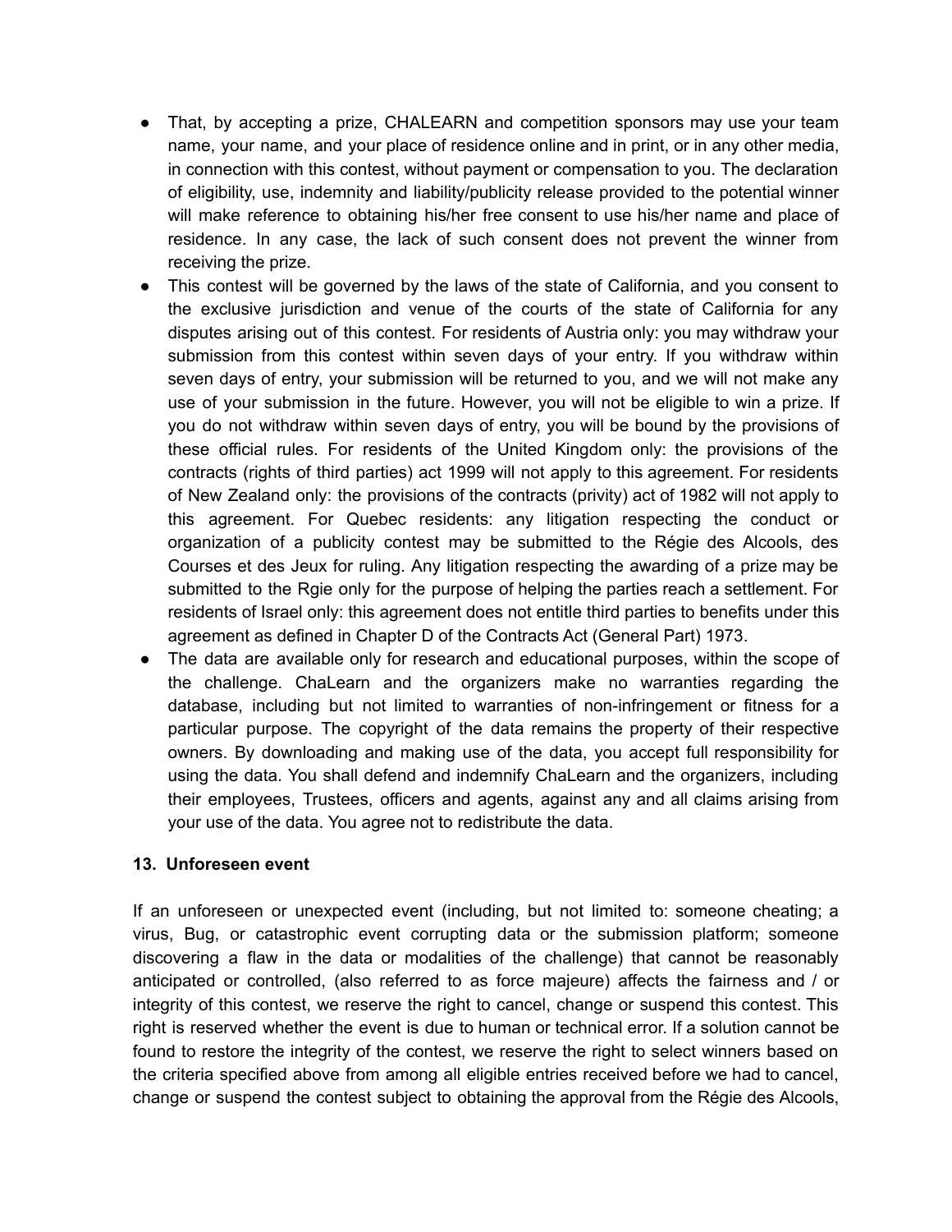- That, by accepting a prize, CHALEARN and competition sponsors may use your team name, your name, and your place of residence online and in print, or in any other media, in connection with this contest, without payment or compensation to you. The declaration of eligibility, use, indemnity and liability/publicity release provided to the potential winner will make reference to obtaining his/her free consent to use his/her name and place of residence. In any case, the lack of such consent does not prevent the winner from receiving the prize.
- This contest will be governed by the laws of the state of California, and you consent to the exclusive jurisdiction and venue of the courts of the state of California for any disputes arising out of this contest. For residents of Austria only: you may withdraw your submission from this contest within seven days of your entry. If you withdraw within seven days of entry, your submission will be returned to you, and we will not make any use of your submission in the future. However, you will not be eligible to win a prize. If you do not withdraw within seven days of entry, you will be bound by the provisions of these official rules. For residents of the United Kingdom only: the provisions of the contracts (rights of third parties) act 1999 will not apply to this agreement. For residents of New Zealand only: the provisions of the contracts (privity) act of 1982 will not apply to this agreement. For Quebec residents: any litigation respecting the conduct or organization of a publicity contest may be submitted to the Régie des Alcools, des Courses et des Jeux for ruling. Any litigation respecting the awarding of a prize may be submitted to the Rgie only for the purpose of helping the parties reach a settlement. For residents of Israel only: this agreement does not entitle third parties to benefits under this agreement as defined in Chapter D of the Contracts Act (General Part) 1973.
- The data are available only for research and educational purposes, within the scope of the challenge. ChaLearn and the organizers make no warranties regarding the database, including but not limited to warranties of non-infringement or fitness for a particular purpose. The copyright of the data remains the property of their respective owners. By downloading and making use of the data, you accept full responsibility for using the data. You shall defend and indemnify ChaLearn and the organizers, including their employees, Trustees, officers and agents, against any and all claims arising from your use of the data. You agree not to redistribute the data.

### 13. Unforeseen event

If an unforeseen or unexpected event (including, but not limited to: someone cheating; a virus, Bug, or catastrophic event corrupting data or the submission platform; someone discovering a flaw in the data or modalities of the challenge) that cannot be reasonably anticipated or controlled, (also referred to as force majeure) affects the fairness and / or integrity of this contest, we reserve the right to cancel, change or suspend this contest. This right is reserved whether the event is due to human or technical error. If a solution cannot be found to restore the integrity of the contest, we reserve the right to select winners based on the criteria specified above from among all eligible entries received before we had to cancel, change or suspend the contest subject to obtaining the approval from the Régie des Alcools,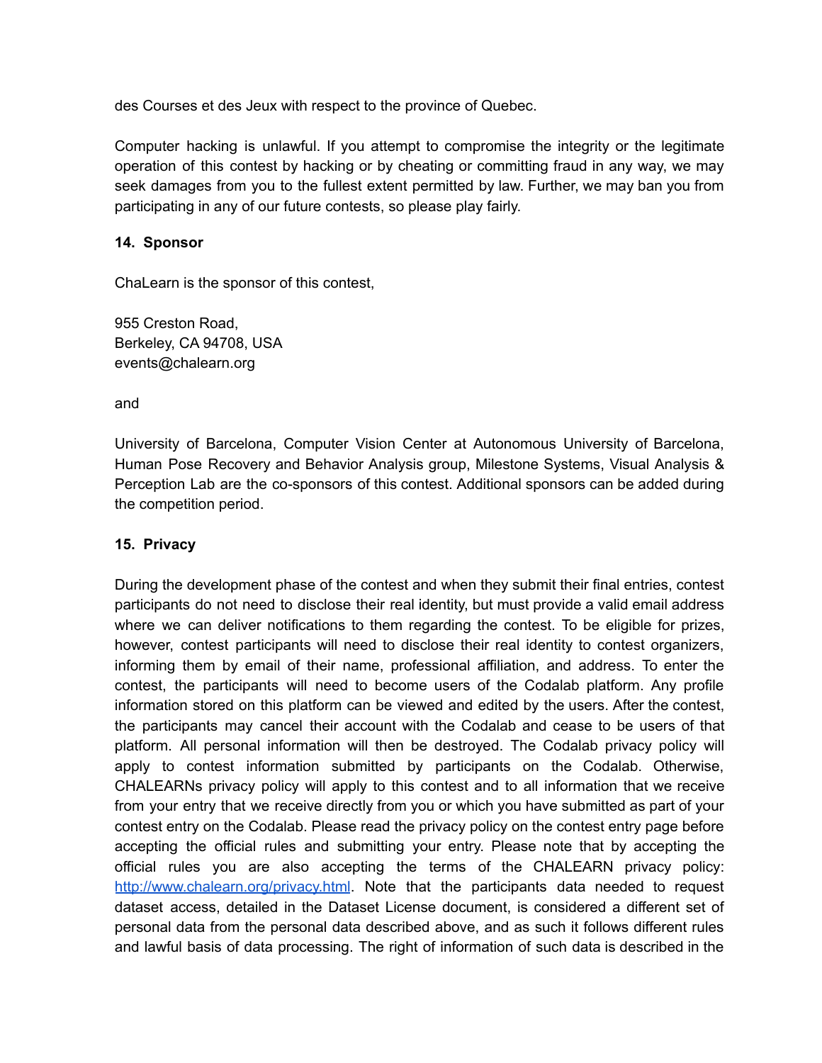des Courses et des Jeux with respect to the province of Quebec.

Computer hacking is unlawful. If you attempt to compromise the integrity or the legitimate operation of this contest by hacking or by cheating or committing fraud in any way, we may seek damages from you to the fullest extent permitted by law. Further, we may ban you from participating in any of our future contests, so please play fairly.

**14. Sponsor**

ChaLearn is the sponsor of this contest,

955 Creston Road,
Berkeley, CA 94708, USA
events@chalearn.org

and

University of Barcelona, Computer Vision Center at Autonomous University of Barcelona, Human Pose Recovery and Behavior Analysis group, Milestone Systems, Visual Analysis & Perception Lab are the co-sponsors of this contest. Additional sponsors can be added during the competition period.

**15. Privacy**

During the development phase of the contest and when they submit their final entries, contest participants do not need to disclose their real identity, but must provide a valid email address where we can deliver notifications to them regarding the contest. To be eligible for prizes, however, contest participants will need to disclose their real identity to contest organizers, informing them by email of their name, professional affiliation, and address. To enter the contest, the participants will need to become users of the Codalab platform. Any profile information stored on this platform can be viewed and edited by the users. After the contest, the participants may cancel their account with the Codalab and cease to be users of that platform. All personal information will then be destroyed. The Codalab privacy policy will apply to contest information submitted by participants on the Codalab. Otherwise, CHALEARNs privacy policy will apply to this contest and to all information that we receive from your entry that we receive directly from you or which you have submitted as part of your contest entry on the Codalab. Please read the privacy policy on the contest entry page before accepting the official rules and submitting your entry. Please note that by accepting the official rules you are also accepting the terms of the CHALEARN privacy policy: http://www.chalearn.org/privacy.html. Note that the participants data needed to request dataset access, detailed in the Dataset License document, is considered a different set of personal data from the personal data described above, and as such it follows different rules and lawful basis of data processing. The right of information of such data is described in the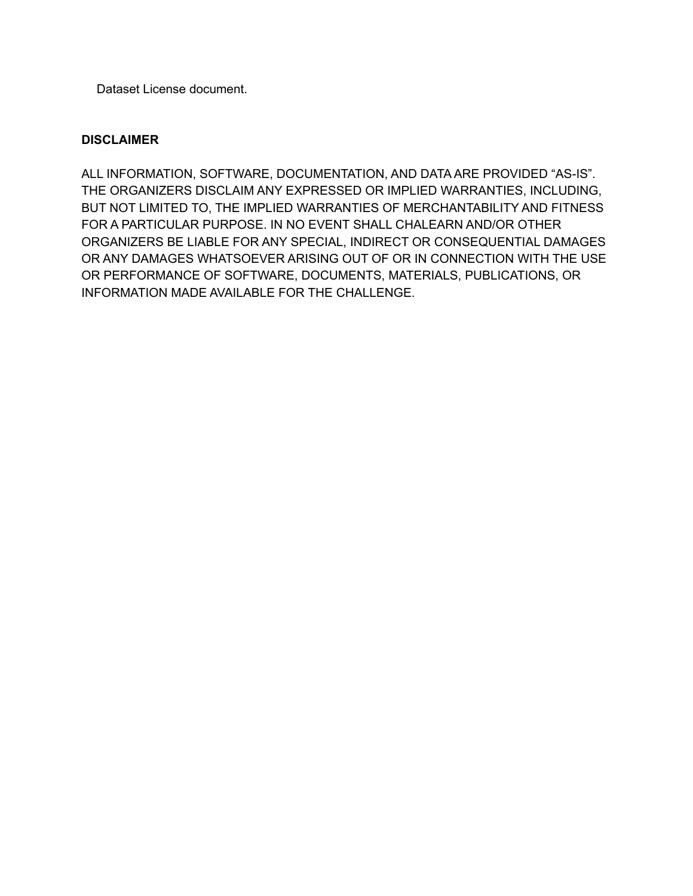Dataset License document.

**DISCLAIMER**

ALL INFORMATION, SOFTWARE, DOCUMENTATION, AND DATA ARE PROVIDED “AS-IS”. THE ORGANIZERS DISCLAIM ANY EXPRESSED OR IMPLIED WARRANTIES, INCLUDING, BUT NOT LIMITED TO, THE IMPLIED WARRANTIES OF MERCHANTABILITY AND FITNESS FOR A PARTICULAR PURPOSE. IN NO EVENT SHALL CHALEARN AND/OR OTHER ORGANIZERS BE LIABLE FOR ANY SPECIAL, INDIRECT OR CONSEQUENTIAL DAMAGES OR ANY DAMAGES WHATSOEVER ARISING OUT OF OR IN CONNECTION WITH THE USE OR PERFORMANCE OF SOFTWARE, DOCUMENTS, MATERIALS, PUBLICATIONS, OR INFORMATION MADE AVAILABLE FOR THE CHALLENGE.